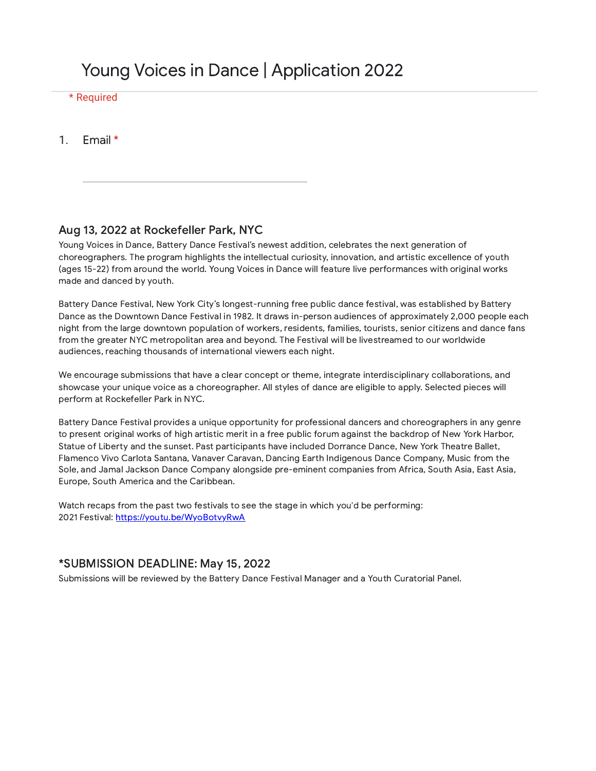# Young Voices in Dance | Application 2022

* Required

1. Email *

______________________________

## Aug 13, 2022 at Rockefeller Park, NYC

Young Voices in Dance, Battery Dance Festival's newest addition, celebrates the next generation of choreographers. The program highlights the intellectual curiosity, innovation, and artistic excellence of youth (ages 15-22) from around the world. Young Voices in Dance will feature live performances with original works made and danced by youth.

Battery Dance Festival, New York City's longest-running free public dance festival, was established by Battery Dance as the Downtown Dance Festival in 1982. It draws in-person audiences of approximately 2,000 people each night from the large downtown population of workers, residents, families, tourists, senior citizens and dance fans from the greater NYC metropolitan area and beyond. The Festival will be livestreamed to our worldwide audiences, reaching thousands of international viewers each night.

We encourage submissions that have a clear concept or theme, integrate interdisciplinary collaborations, and showcase your unique voice as a choreographer. All styles of dance are eligible to apply. Selected pieces will perform at Rockefeller Park in NYC.

Battery Dance Festival provides a unique opportunity for professional dancers and choreographers in any genre to present original works of high artistic merit in a free public forum against the backdrop of New York Harbor, Statue of Liberty and the sunset. Past participants have included Dorrance Dance, New York Theatre Ballet, Flamenco Vivo Carlota Santana, Vanaver Caravan, Dancing Earth Indigenous Dance Company, Music from the Sole, and Jamal Jackson Dance Company alongside pre-eminent companies from Africa, South Asia, East Asia, Europe, South America and the Caribbean.

Watch recaps from the past two festivals to see the stage in which you'd be performing:
2021 Festival: [https://youtu.be/WyoBotvyRwA](https://youtu.be/WyoBotvyRwA)

## *SUBMISSION DEADLINE: May 15, 2022

Submissions will be reviewed by the Battery Dance Festival Manager and a Youth Curatorial Panel.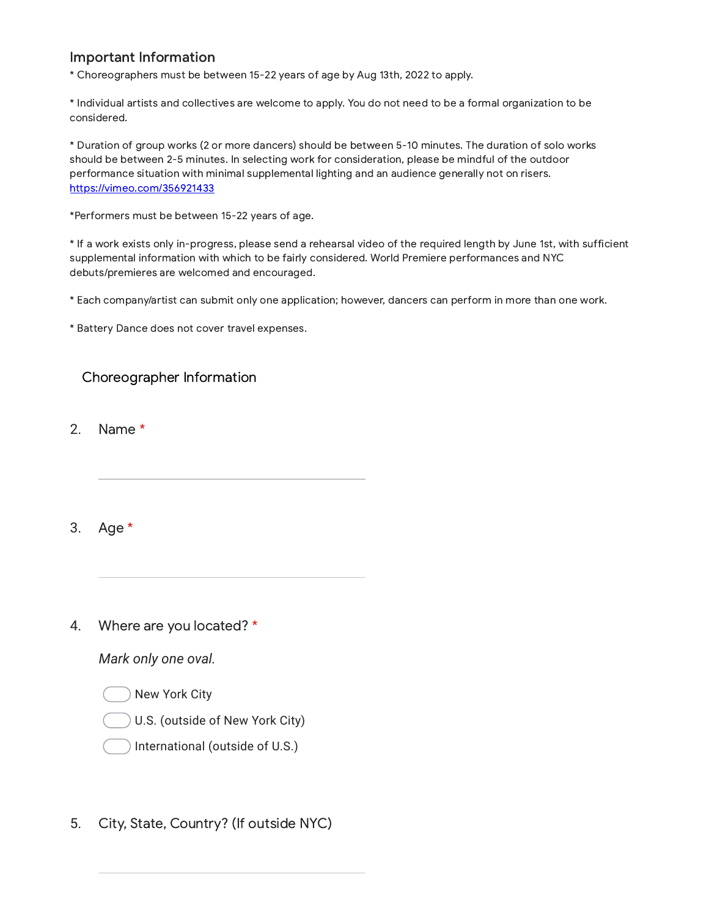### Important Information

* Choreographers must be between 15-22 years of age by Aug 13th, 2022 to apply.

* Individual artists and collectives are welcome to apply. You do not need to be a formal organization to be considered.

* Duration of group works (2 or more dancers) should be between 5-10 minutes. The duration of solo works should be between 2-5 minutes. In selecting work for consideration, please be mindful of the outdoor performance situation with minimal supplemental lighting and an audience generally not on risers. https://vimeo.com/356921433

*Performers must be between 15-22 years of age.

* If a work exists only in-progress, please send a rehearsal video of the required length by June 1st, with sufficient supplemental information with which to be fairly considered. World Premiere performances and NYC debuts/premieres are welcomed and encouraged.

* Each company/artist can submit only one application; however, dancers can perform in more than one work.

* Battery Dance does not cover travel expenses.

### Choreographer Information

2. Name *

_______________________________

3. Age *

_______________________________

4. Where are you located? *

*Mark only one oval.*

- ◯ New York City
- ◯ U.S. (outside of New York City)
- ◯ International (outside of U.S.)

5. City, State, Country? (If outside NYC)

_______________________________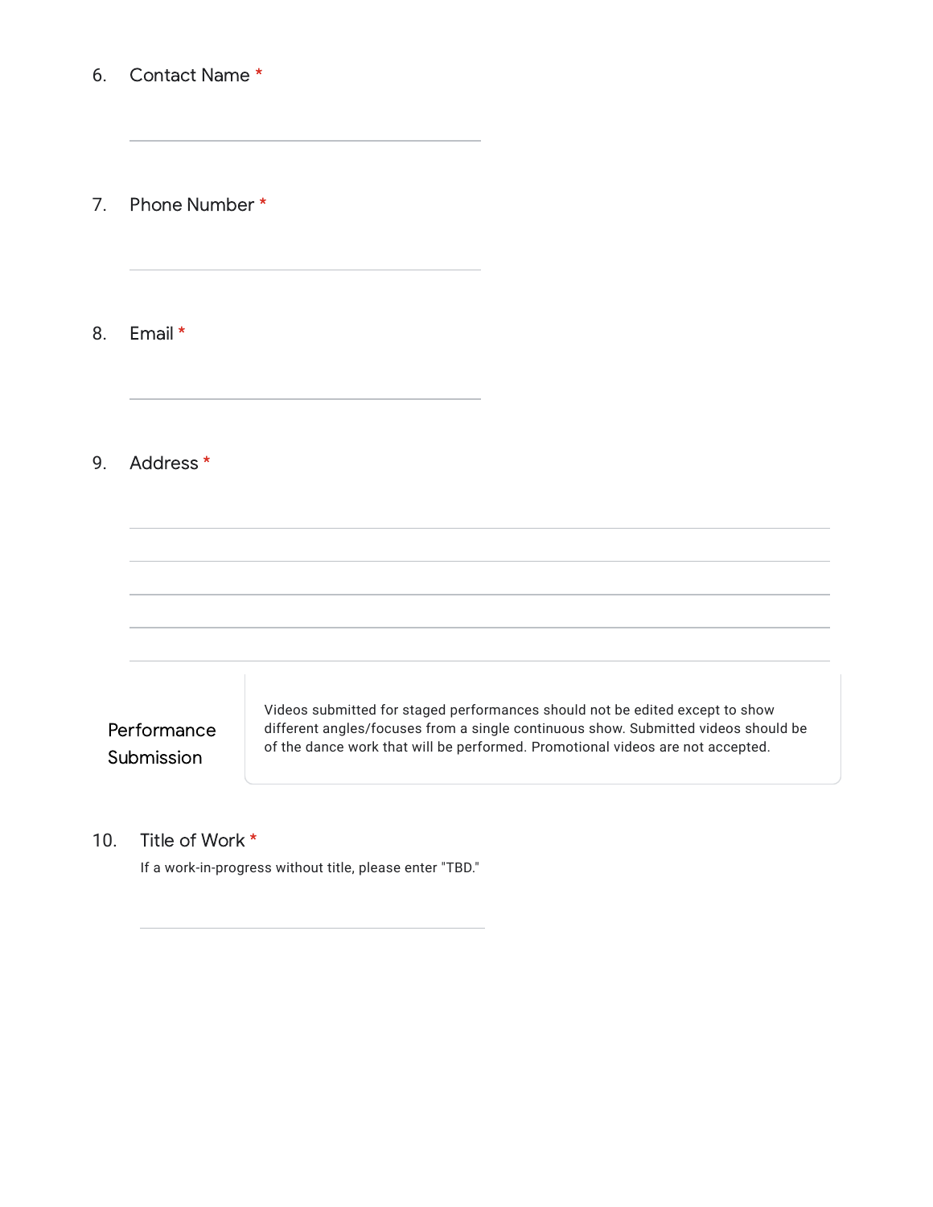6. Contact Name *

______________________________

7. Phone Number *

______________________________

8. Email *

______________________________

9. Address *

______________________________

______________________________

______________________________

______________________________

______________________________

## Performance Submission

Videos submitted for staged performances should not be edited except to show different angles/focuses from a single continuous show. Submitted videos should be of the dance work that will be performed. Promotional videos are not accepted.

10. Title of Work *

If a work-in-progress without title, please enter "TBD."

______________________________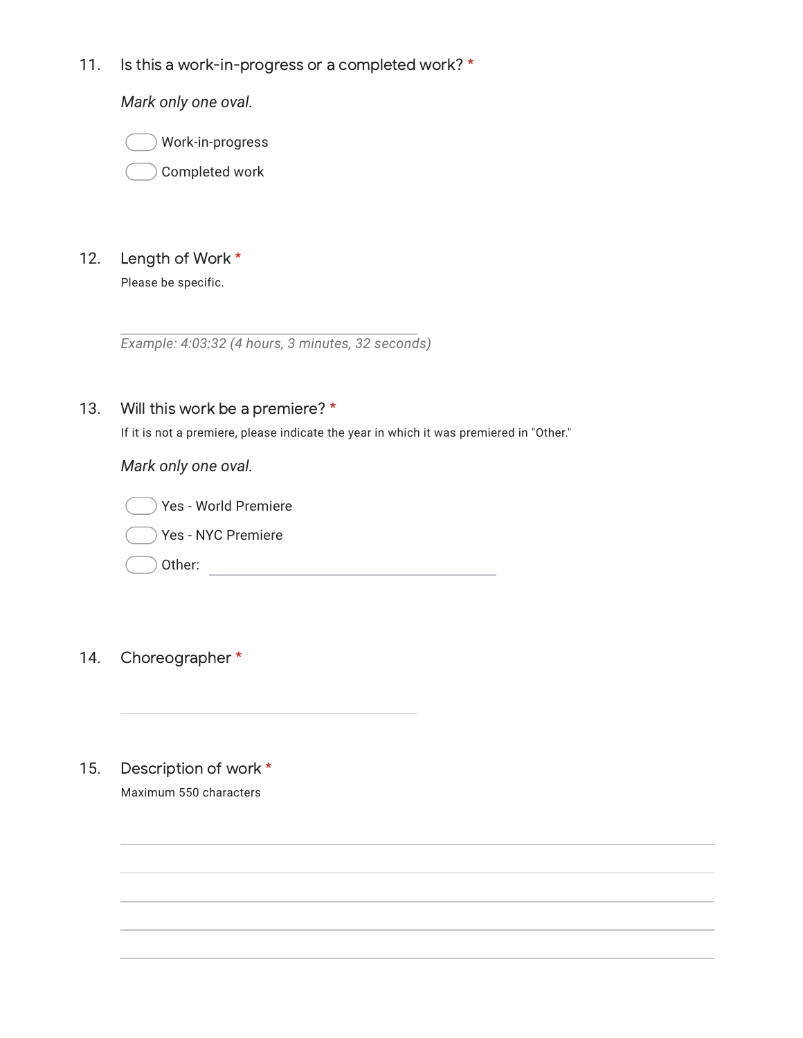11. Is this a work-in-progress or a completed work? *

*Mark only one oval.*

- ( ) Work-in-progress
- ( ) Completed work

12. Length of Work *

Please be specific.

_______________________________

*Example: 4:03:32 (4 hours, 3 minutes, 32 seconds)*

13. Will this work be a premiere? *

If it is not a premiere, please indicate the year in which it was premiered in "Other."

*Mark only one oval.*

- ( ) Yes - World Premiere
- ( ) Yes - NYC Premiere
- ( ) Other: _______________________________

14. Choreographer *

_______________________________

15. Description of work *

Maximum 550 characters

_______________________________

_______________________________

_______________________________

_______________________________

_______________________________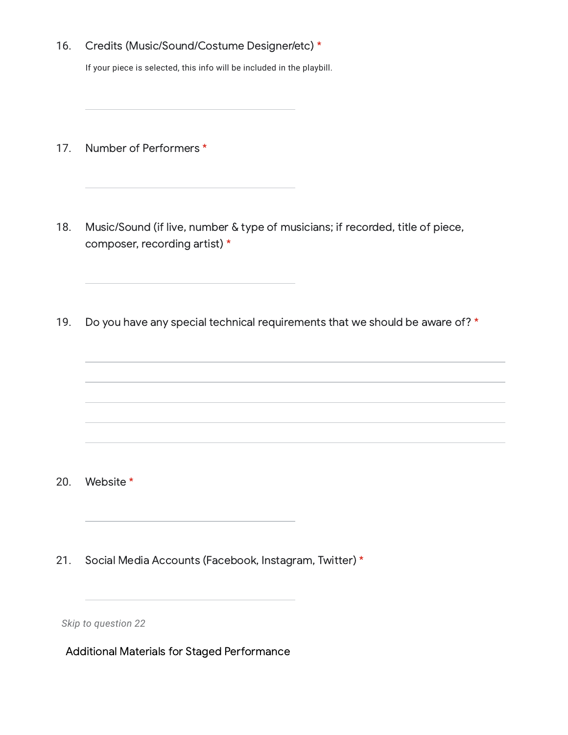16. Credits (Music/Sound/Costume Designer/etc) *

    If your piece is selected, this info will be included in the playbill.

17. Number of Performers *

18. Music/Sound (if live, number & type of musicians; if recorded, title of piece, composer, recording artist) *

19. Do you have any special technical requirements that we should be aware of? *

20. Website *

21. Social Media Accounts (Facebook, Instagram, Twitter) *

*Skip to question 22*

Additional Materials for Staged Performance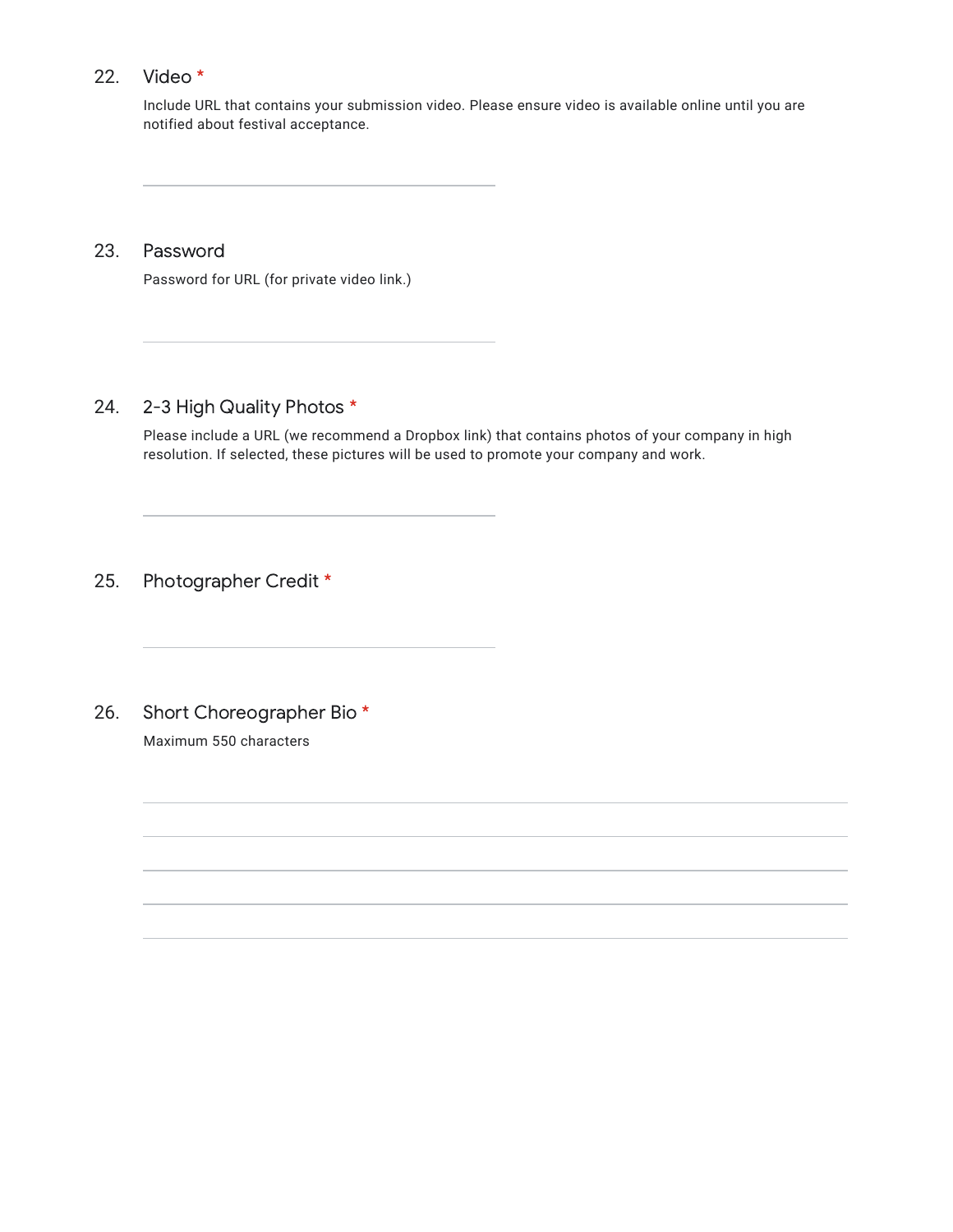22. Video *

    Include URL that contains your submission video. Please ensure video is available online until you are notified about festival acceptance.

    \_\_\_\_\_\_\_\_\_\_\_\_\_\_\_\_\_\_\_\_\_\_\_\_\_\_\_\_\_\_\_\_

23. Password

    Password for URL (for private video link.)

    \_\_\_\_\_\_\_\_\_\_\_\_\_\_\_\_\_\_\_\_\_\_\_\_\_\_\_\_\_\_\_\_

24. 2-3 High Quality Photos *

    Please include a URL (we recommend a Dropbox link) that contains photos of your company in high resolution. If selected, these pictures will be used to promote your company and work.

    \_\_\_\_\_\_\_\_\_\_\_\_\_\_\_\_\_\_\_\_\_\_\_\_\_\_\_\_\_\_\_\_

25. Photographer Credit *

    \_\_\_\_\_\_\_\_\_\_\_\_\_\_\_\_\_\_\_\_\_\_\_\_\_\_\_\_\_\_\_\_

26. Short Choreographer Bio *

    Maximum 550 characters

    \_\_\_\_\_\_\_\_\_\_\_\_\_\_\_\_\_\_\_\_\_\_\_\_\_\_\_\_\_\_\_\_\_\_\_\_\_\_\_\_\_\_\_\_\_\_\_\_\_\_\_\_\_\_\_\_\_\_\_\_\_\_

    \_\_\_\_\_\_\_\_\_\_\_\_\_\_\_\_\_\_\_\_\_\_\_\_\_\_\_\_\_\_\_\_\_\_\_\_\_\_\_\_\_\_\_\_\_\_\_\_\_\_\_\_\_\_\_\_\_\_\_\_\_\_

    \_\_\_\_\_\_\_\_\_\_\_\_\_\_\_\_\_\_\_\_\_\_\_\_\_\_\_\_\_\_\_\_\_\_\_\_\_\_\_\_\_\_\_\_\_\_\_\_\_\_\_\_\_\_\_\_\_\_\_\_\_\_

    \_\_\_\_\_\_\_\_\_\_\_\_\_\_\_\_\_\_\_\_\_\_\_\_\_\_\_\_\_\_\_\_\_\_\_\_\_\_\_\_\_\_\_\_\_\_\_\_\_\_\_\_\_\_\_\_\_\_\_\_\_\_

    \_\_\_\_\_\_\_\_\_\_\_\_\_\_\_\_\_\_\_\_\_\_\_\_\_\_\_\_\_\_\_\_\_\_\_\_\_\_\_\_\_\_\_\_\_\_\_\_\_\_\_\_\_\_\_\_\_\_\_\_\_\_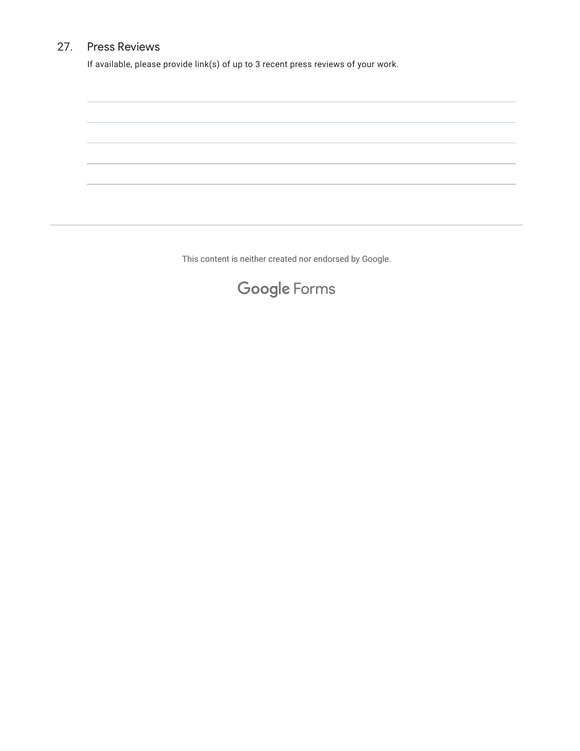27. Press Reviews

If available, please provide link(s) of up to 3 recent press reviews of your work.

This content is neither created nor endorsed by Google.

Google Forms